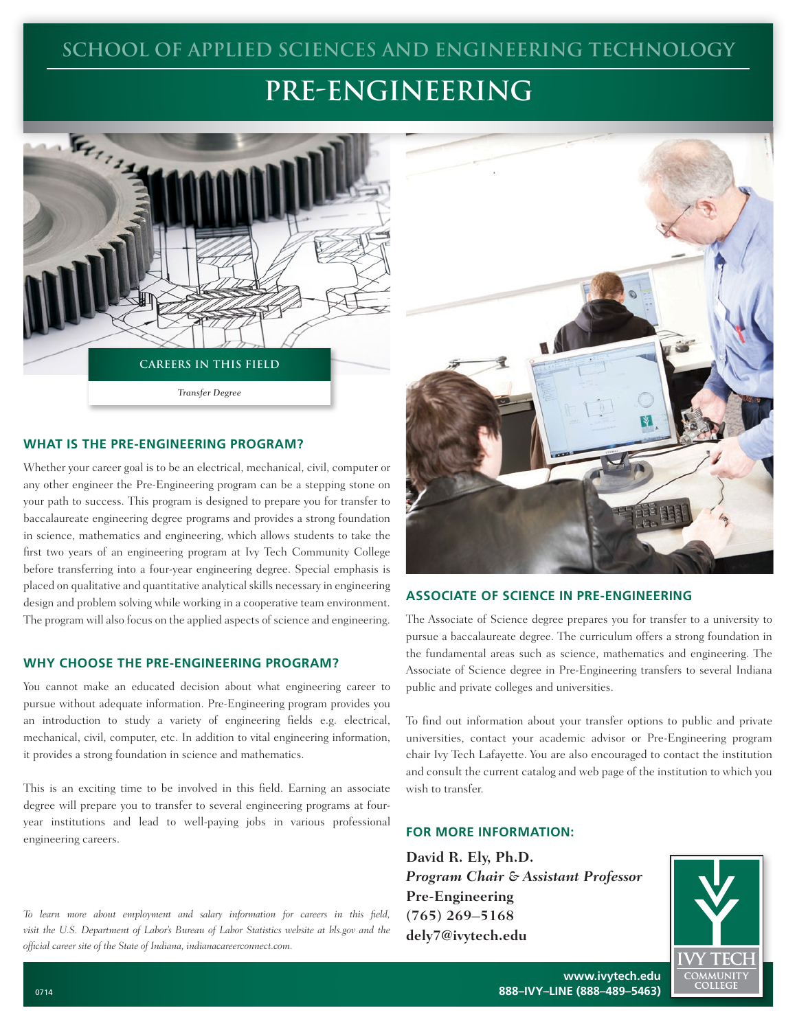# SCHOOL OF APPLIED SCIENCES AND ENGINEERING TECHNOLOGY

# PRE-ENGINEERING

**CAREERS IN THIS FIELD**

*Transfer Degree*

## WHAT IS THE PRE-ENGINEERING PROGRAM?

Whether your career goal is to be an electrical, mechanical, civil, computer or any other engineer the Pre-Engineering program can be a stepping stone on your path to success. This program is designed to prepare you for transfer to baccalaureate engineering degree programs and provides a strong foundation in science, mathematics and engineering, which allows students to take the first two years of an engineering program at Ivy Tech Community College before transferring into a four-year engineering degree. Special emphasis is placed on qualitative and quantitative analytical skills necessary in engineering design and problem solving while working in a cooperative team environment. The program will also focus on the applied aspects of science and engineering.

## WHY CHOOSE THE PRE-ENGINEERING PROGRAM?

You cannot make an educated decision about what engineering career to pursue without adequate information. Pre-Engineering program provides you an introduction to study a variety of engineering fields e.g. electrical, mechanical, civil, computer, etc. In addition to vital engineering information, it provides a strong foundation in science and mathematics.

This is an exciting time to be involved in this field. Earning an associate degree will prepare you to transfer to several engineering programs at four-year institutions and lead to well-paying jobs in various professional engineering careers.

*To learn more about employment and salary information for careers in this field, visit the U.S. Department of Labor's Bureau of Labor Statistics website at bls.gov and the official career site of the State of Indiana, indianacareerconnect.com.*

## ASSOCIATE OF SCIENCE IN PRE-ENGINEERING

The Associate of Science degree prepares you for transfer to a university to pursue a baccalaureate degree. The curriculum offers a strong foundation in the fundamental areas such as science, mathematics and engineering. The Associate of Science degree in Pre-Engineering transfers to several Indiana public and private colleges and universities.

To find out information about your transfer options to public and private universities, contact your academic advisor or Pre-Engineering program chair Ivy Tech Lafayette. You are also encouraged to contact the institution and consult the current catalog and web page of the institution to which you wish to transfer.

## FOR MORE INFORMATION:

**David R. Ely, Ph.D.**
***Program Chair & Assistant Professor***
**Pre-Engineering**
**(765) 269–5168**
**dely7@ivytech.edu**

IVY TECH COMMUNITY COLLEGE

**www.ivytech.edu**
**888–IVY–LINE (888–489–5463)**

0714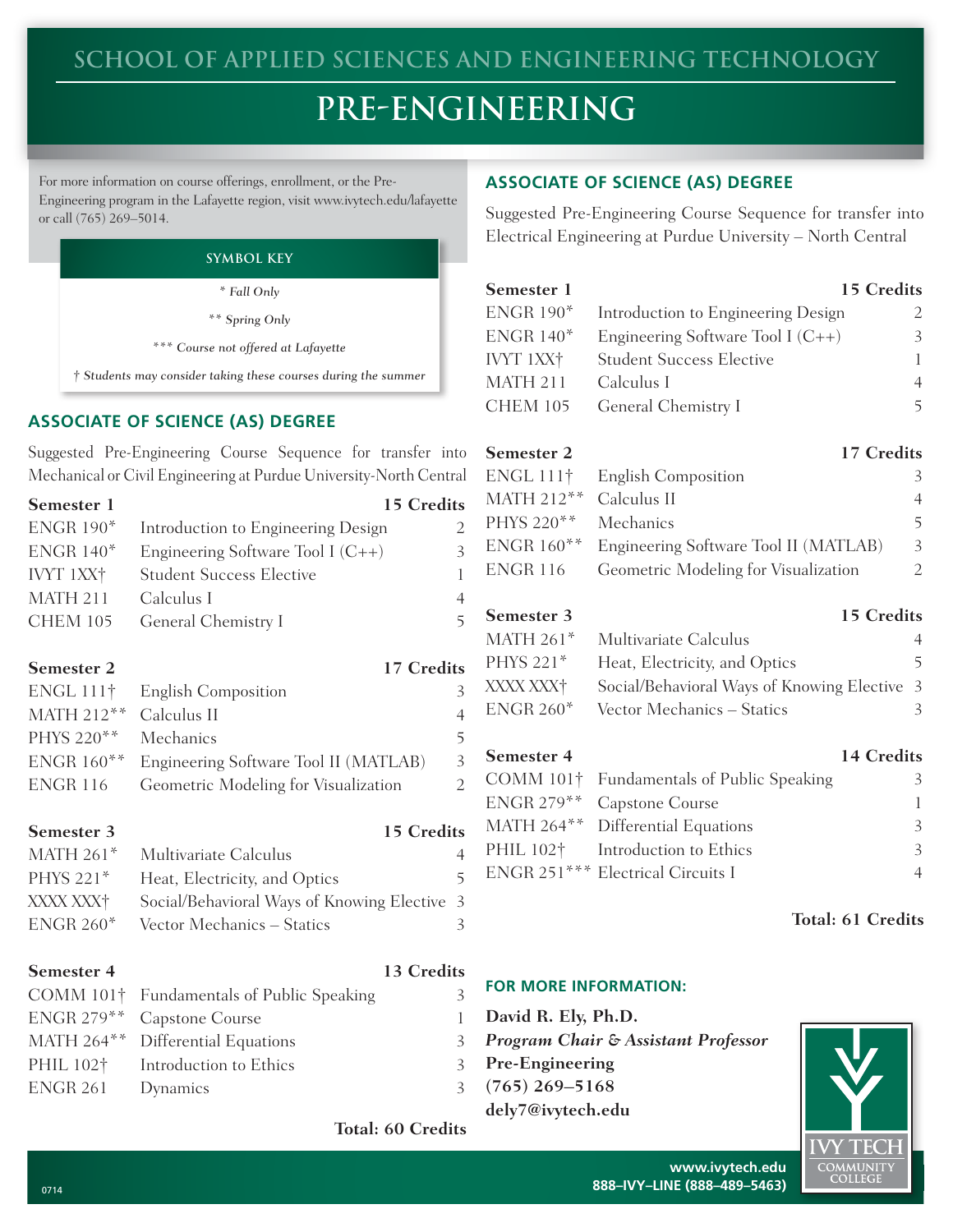# SCHOOL OF APPLIED SCIENCES AND ENGINEERING TECHNOLOGY

# PRE-ENGINEERING

For more information on course offerings, enrollment, or the Pre-Engineering program in the Lafayette region, visit www.ivytech.edu/lafayette or call (765) 269–5014.

**SYMBOL KEY**

*\* Fall Only*

*\*\* Spring Only*

*\*\*\* Course not offered at Lafayette*

*† Students may consider taking these courses during the summer*

## ASSOCIATE OF SCIENCE (AS) DEGREE

Suggested Pre-Engineering Course Sequence for transfer into Mechanical or Civil Engineering at Purdue University-North Central

| **Semester 1** | | **15 Credits** |
|---|---|---|
| ENGR 190* | Introduction to Engineering Design | 2 |
| ENGR 140* | Engineering Software Tool I (C++) | 3 |
| IVYT 1XX† | Student Success Elective | 1 |
| MATH 211 | Calculus I | 4 |
| CHEM 105 | General Chemistry I | 5 |

| **Semester 2** | | **17 Credits** |
|---|---|---|
| ENGL 111† | English Composition | 3 |
| MATH 212** | Calculus II | 4 |
| PHYS 220** | Mechanics | 5 |
| ENGR 160** | Engineering Software Tool II (MATLAB) | 3 |
| ENGR 116 | Geometric Modeling for Visualization | 2 |

| **Semester 3** | | **15 Credits** |
|---|---|---|
| MATH 261* | Multivariate Calculus | 4 |
| PHYS 221* | Heat, Electricity, and Optics | 5 |
| XXXX XXX† | Social/Behavioral Ways of Knowing Elective | 3 |
| ENGR 260* | Vector Mechanics – Statics | 3 |

| **Semester 4** | | **13 Credits** |
|---|---|---|
| COMM 101† | Fundamentals of Public Speaking | 3 |
| ENGR 279** | Capstone Course | 1 |
| MATH 264** | Differential Equations | 3 |
| PHIL 102† | Introduction to Ethics | 3 |
| ENGR 261 | Dynamics | 3 |

**Total: 60 Credits**

## ASSOCIATE OF SCIENCE (AS) DEGREE

Suggested Pre-Engineering Course Sequence for transfer into Electrical Engineering at Purdue University – North Central

| **Semester 1** | | **15 Credits** |
|---|---|---|
| ENGR 190* | Introduction to Engineering Design | 2 |
| ENGR 140* | Engineering Software Tool I (C++) | 3 |
| IVYT 1XX† | Student Success Elective | 1 |
| MATH 211 | Calculus I | 4 |
| CHEM 105 | General Chemistry I | 5 |

| **Semester 2** | | **17 Credits** |
|---|---|---|
| ENGL 111† | English Composition | 3 |
| MATH 212** | Calculus II | 4 |
| PHYS 220** | Mechanics | 5 |
| ENGR 160** | Engineering Software Tool II (MATLAB) | 3 |
| ENGR 116 | Geometric Modeling for Visualization | 2 |

| **Semester 3** | | **15 Credits** |
|---|---|---|
| MATH 261* | Multivariate Calculus | 4 |
| PHYS 221* | Heat, Electricity, and Optics | 5 |
| XXXX XXX† | Social/Behavioral Ways of Knowing Elective | 3 |
| ENGR 260* | Vector Mechanics – Statics | 3 |

| **Semester 4** | | **14 Credits** |
|---|---|---|
| COMM 101† | Fundamentals of Public Speaking | 3 |
| ENGR 279** | Capstone Course | 1 |
| MATH 264** | Differential Equations | 3 |
| PHIL 102† | Introduction to Ethics | 3 |
| ENGR 251*** | Electrical Circuits I | 4 |

**Total: 61 Credits**

### FOR MORE INFORMATION:

**David R. Ely, Ph.D.**
***Program Chair & Assistant Professor***
**Pre-Engineering**
**(765) 269–5168**
**dely7@ivytech.edu**

IVY TECH COMMUNITY COLLEGE

**www.ivytech.edu**
**888–IVY–LINE (888–489–5463)**

0714